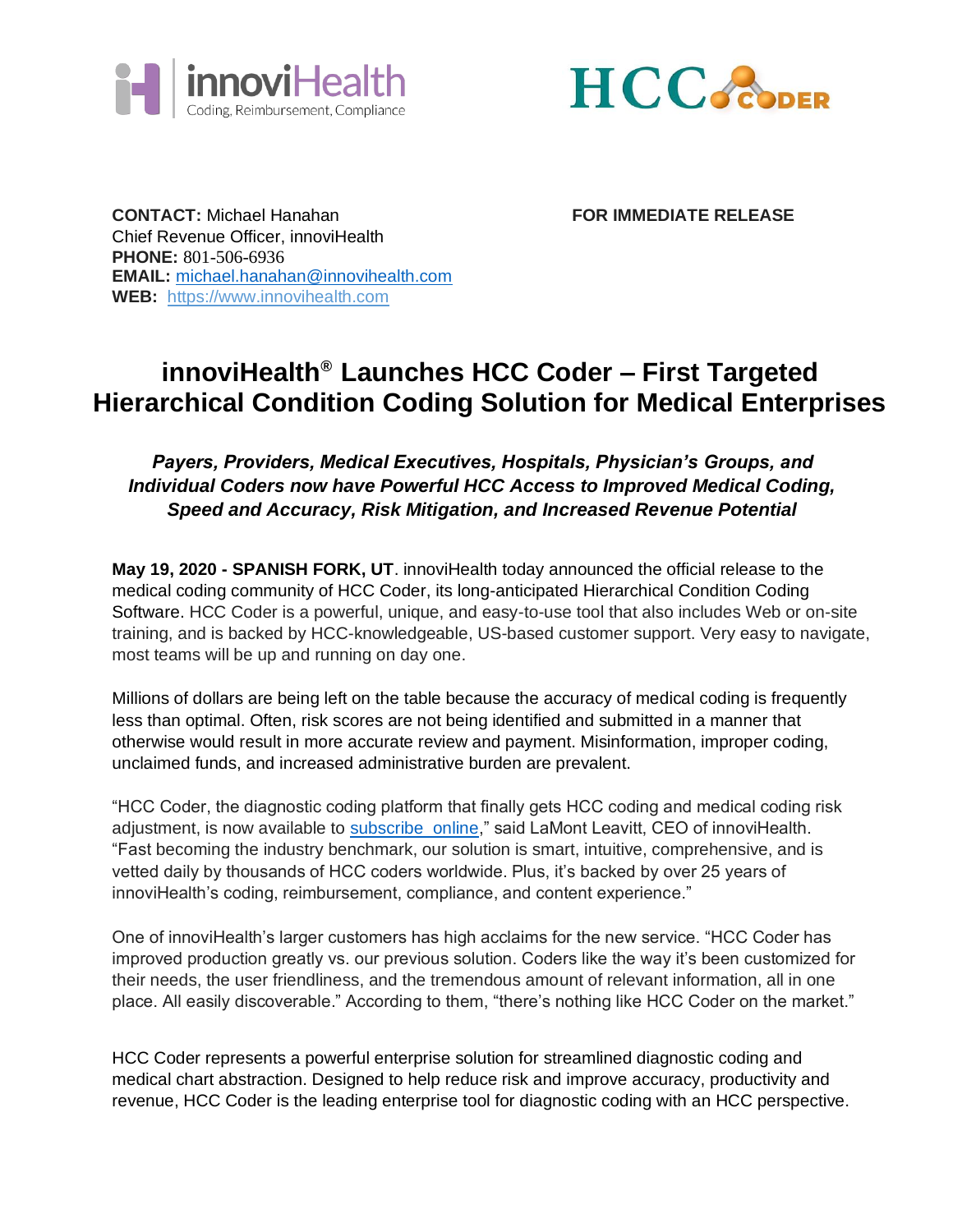innoviHealth
Coding, Reimbursement, Compliance

HCC CODER

**CONTACT:** Michael Hanahan
Chief Revenue Officer, innoviHealth
**PHONE:** 801-506-6936
**EMAIL:** michael.hanahan@innovihealth.com
**WEB:** https://www.innovihealth.com

**FOR IMMEDIATE RELEASE**

# innoviHealth® Launches HCC Coder – First Targeted Hierarchical Condition Coding Solution for Medical Enterprises

***Payers, Providers, Medical Executives, Hospitals, Physician's Groups, and Individual Coders now have Powerful HCC Access to Improved Medical Coding, Speed and Accuracy, Risk Mitigation, and Increased Revenue Potential***

**May 19, 2020 - SPANISH FORK, UT**. innoviHealth today announced the official release to the medical coding community of HCC Coder, its long-anticipated Hierarchical Condition Coding Software. HCC Coder is a powerful, unique, and easy-to-use tool that also includes Web or on-site training, and is backed by HCC-knowledgeable, US-based customer support. Very easy to navigate, most teams will be up and running on day one.

Millions of dollars are being left on the table because the accuracy of medical coding is frequently less than optimal. Often, risk scores are not being identified and submitted in a manner that otherwise would result in more accurate review and payment. Misinformation, improper coding, unclaimed funds, and increased administrative burden are prevalent.

"HCC Coder, the diagnostic coding platform that finally gets HCC coding and medical coding risk adjustment, is now available to subscribe online," said LaMont Leavitt, CEO of innoviHealth. "Fast becoming the industry benchmark, our solution is smart, intuitive, comprehensive, and is vetted daily by thousands of HCC coders worldwide. Plus, it's backed by over 25 years of innoviHealth's coding, reimbursement, compliance, and content experience."

One of innoviHealth's larger customers has high acclaims for the new service. "HCC Coder has improved production greatly vs. our previous solution. Coders like the way it's been customized for their needs, the user friendliness, and the tremendous amount of relevant information, all in one place. All easily discoverable." According to them, "there's nothing like HCC Coder on the market."

HCC Coder represents a powerful enterprise solution for streamlined diagnostic coding and medical chart abstraction. Designed to help reduce risk and improve accuracy, productivity and revenue, HCC Coder is the leading enterprise tool for diagnostic coding with an HCC perspective.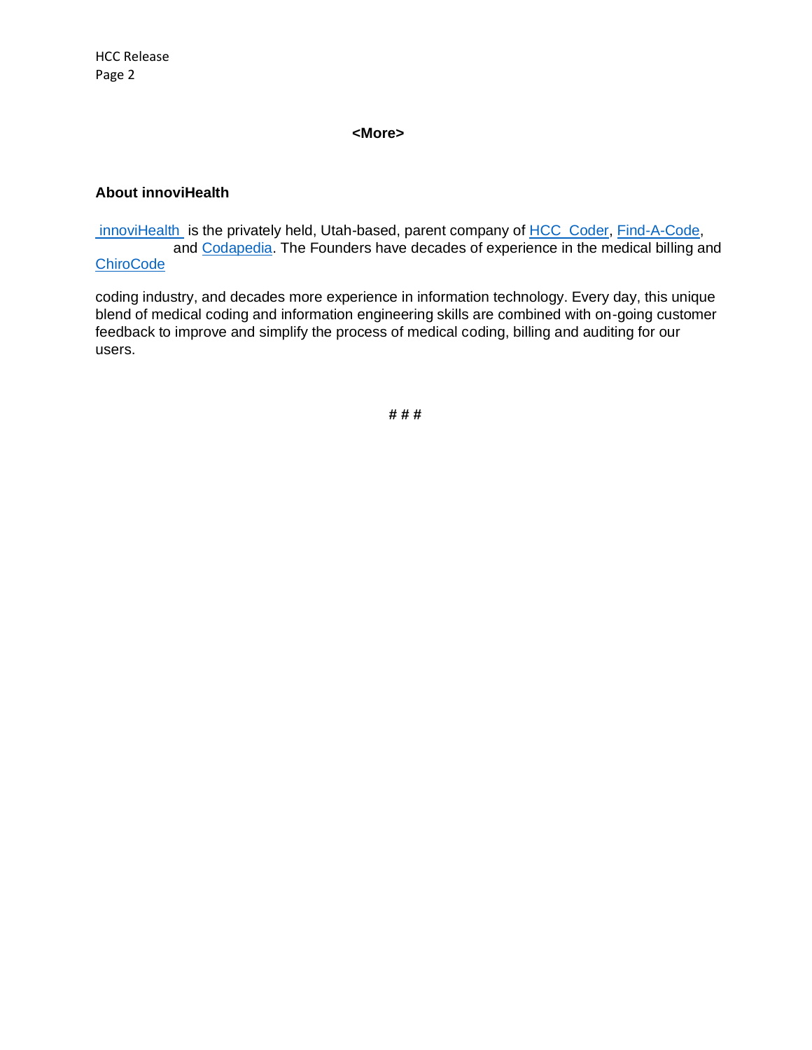**<More>**

## About innoviHealth

innoviHealth is the privately held, Utah-based, parent company of HCC Coder, Find-A-Code, ChiroCode and Codapedia. The Founders have decades of experience in the medical billing and coding industry, and decades more experience in information technology. Every day, this unique blend of medical coding and information engineering skills are combined with on-going customer feedback to improve and simplify the process of medical coding, billing and auditing for our users.

# # #